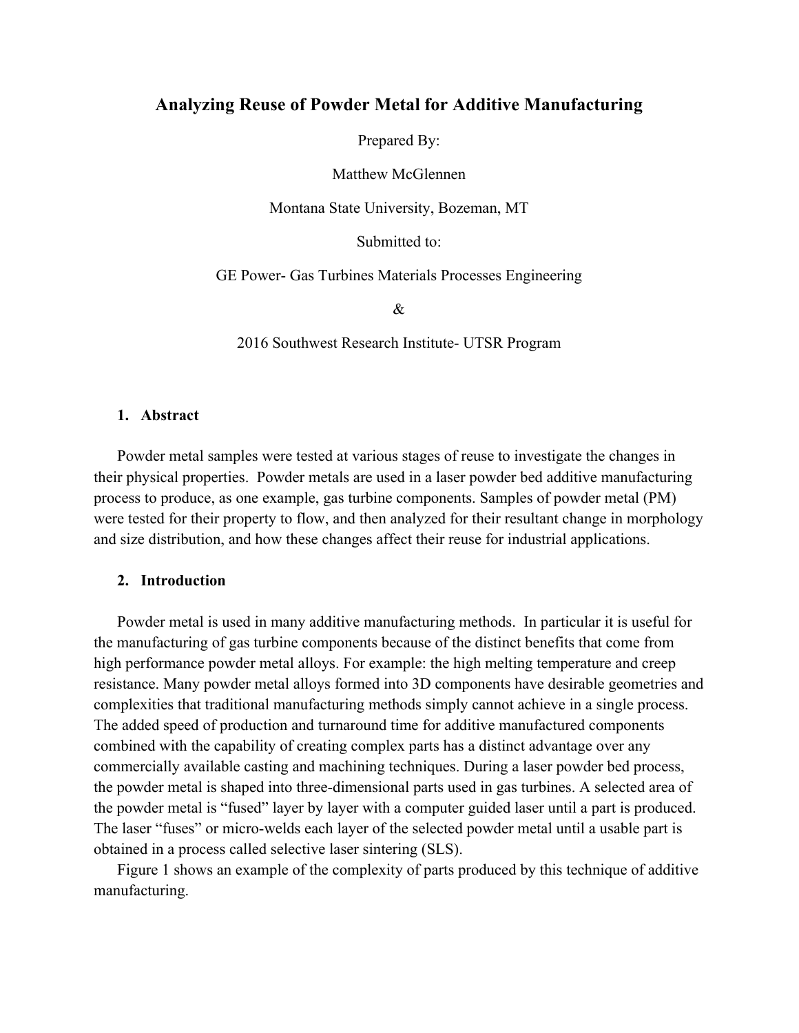# Analyzing Reuse of Powder Metal for Additive Manufacturing

Prepared By:

Matthew McGlennen

Montana State University, Bozeman, MT

Submitted to:

GE Power- Gas Turbines Materials Processes Engineering

&

2016 Southwest Research Institute- UTSR Program

## 1. Abstract

Powder metal samples were tested at various stages of reuse to investigate the changes in their physical properties. Powder metals are used in a laser powder bed additive manufacturing process to produce, as one example, gas turbine components. Samples of powder metal (PM) were tested for their property to flow, and then analyzed for their resultant change in morphology and size distribution, and how these changes affect their reuse for industrial applications.

## 2. Introduction

Powder metal is used in many additive manufacturing methods. In particular it is useful for the manufacturing of gas turbine components because of the distinct benefits that come from high performance powder metal alloys. For example: the high melting temperature and creep resistance. Many powder metal alloys formed into 3D components have desirable geometries and complexities that traditional manufacturing methods simply cannot achieve in a single process. The added speed of production and turnaround time for additive manufactured components combined with the capability of creating complex parts has a distinct advantage over any commercially available casting and machining techniques. During a laser powder bed process, the powder metal is shaped into three-dimensional parts used in gas turbines. A selected area of the powder metal is "fused" layer by layer with a computer guided laser until a part is produced. The laser "fuses" or micro-welds each layer of the selected powder metal until a usable part is obtained in a process called selective laser sintering (SLS).

Figure 1 shows an example of the complexity of parts produced by this technique of additive manufacturing.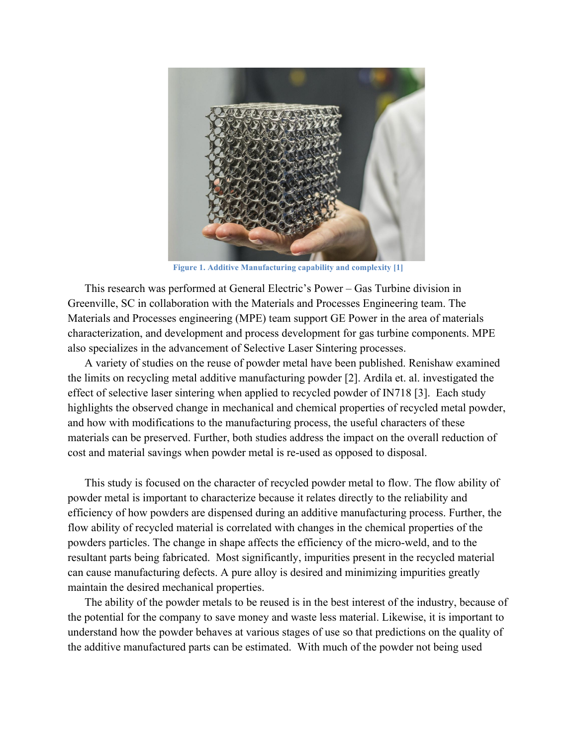Figure 1. Additive Manufacturing capability and complexity [1]

This research was performed at General Electric's Power – Gas Turbine division in Greenville, SC in collaboration with the Materials and Processes Engineering team. The Materials and Processes engineering (MPE) team support GE Power in the area of materials characterization, and development and process development for gas turbine components. MPE also specializes in the advancement of Selective Laser Sintering processes.

A variety of studies on the reuse of powder metal have been published. Renishaw examined the limits on recycling metal additive manufacturing powder [2]. Ardila et. al. investigated the effect of selective laser sintering when applied to recycled powder of IN718 [3]. Each study highlights the observed change in mechanical and chemical properties of recycled metal powder, and how with modifications to the manufacturing process, the useful characters of these materials can be preserved. Further, both studies address the impact on the overall reduction of cost and material savings when powder metal is re-used as opposed to disposal.

This study is focused on the character of recycled powder metal to flow. The flow ability of powder metal is important to characterize because it relates directly to the reliability and efficiency of how powders are dispensed during an additive manufacturing process. Further, the flow ability of recycled material is correlated with changes in the chemical properties of the powders particles. The change in shape affects the efficiency of the micro-weld, and to the resultant parts being fabricated. Most significantly, impurities present in the recycled material can cause manufacturing defects. A pure alloy is desired and minimizing impurities greatly maintain the desired mechanical properties.

The ability of the powder metals to be reused is in the best interest of the industry, because of the potential for the company to save money and waste less material. Likewise, it is important to understand how the powder behaves at various stages of use so that predictions on the quality of the additive manufactured parts can be estimated. With much of the powder not being used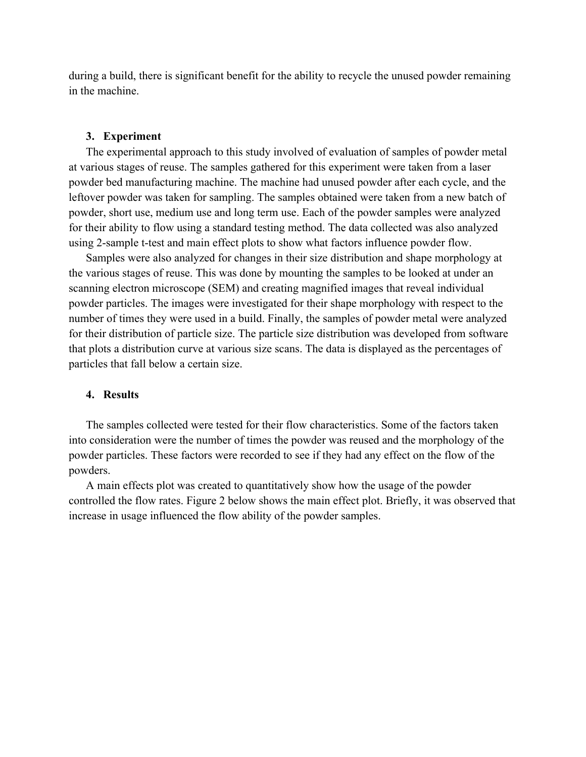during a build, there is significant benefit for the ability to recycle the unused powder remaining in the machine.

## 3. Experiment

The experimental approach to this study involved of evaluation of samples of powder metal at various stages of reuse. The samples gathered for this experiment were taken from a laser powder bed manufacturing machine. The machine had unused powder after each cycle, and the leftover powder was taken for sampling. The samples obtained were taken from a new batch of powder, short use, medium use and long term use. Each of the powder samples were analyzed for their ability to flow using a standard testing method. The data collected was also analyzed using 2-sample t-test and main effect plots to show what factors influence powder flow.

Samples were also analyzed for changes in their size distribution and shape morphology at the various stages of reuse. This was done by mounting the samples to be looked at under an scanning electron microscope (SEM) and creating magnified images that reveal individual powder particles. The images were investigated for their shape morphology with respect to the number of times they were used in a build. Finally, the samples of powder metal were analyzed for their distribution of particle size. The particle size distribution was developed from software that plots a distribution curve at various size scans. The data is displayed as the percentages of particles that fall below a certain size.

## 4. Results

The samples collected were tested for their flow characteristics. Some of the factors taken into consideration were the number of times the powder was reused and the morphology of the powder particles. These factors were recorded to see if they had any effect on the flow of the powders.

A main effects plot was created to quantitatively show how the usage of the powder controlled the flow rates. Figure 2 below shows the main effect plot. Briefly, it was observed that increase in usage influenced the flow ability of the powder samples.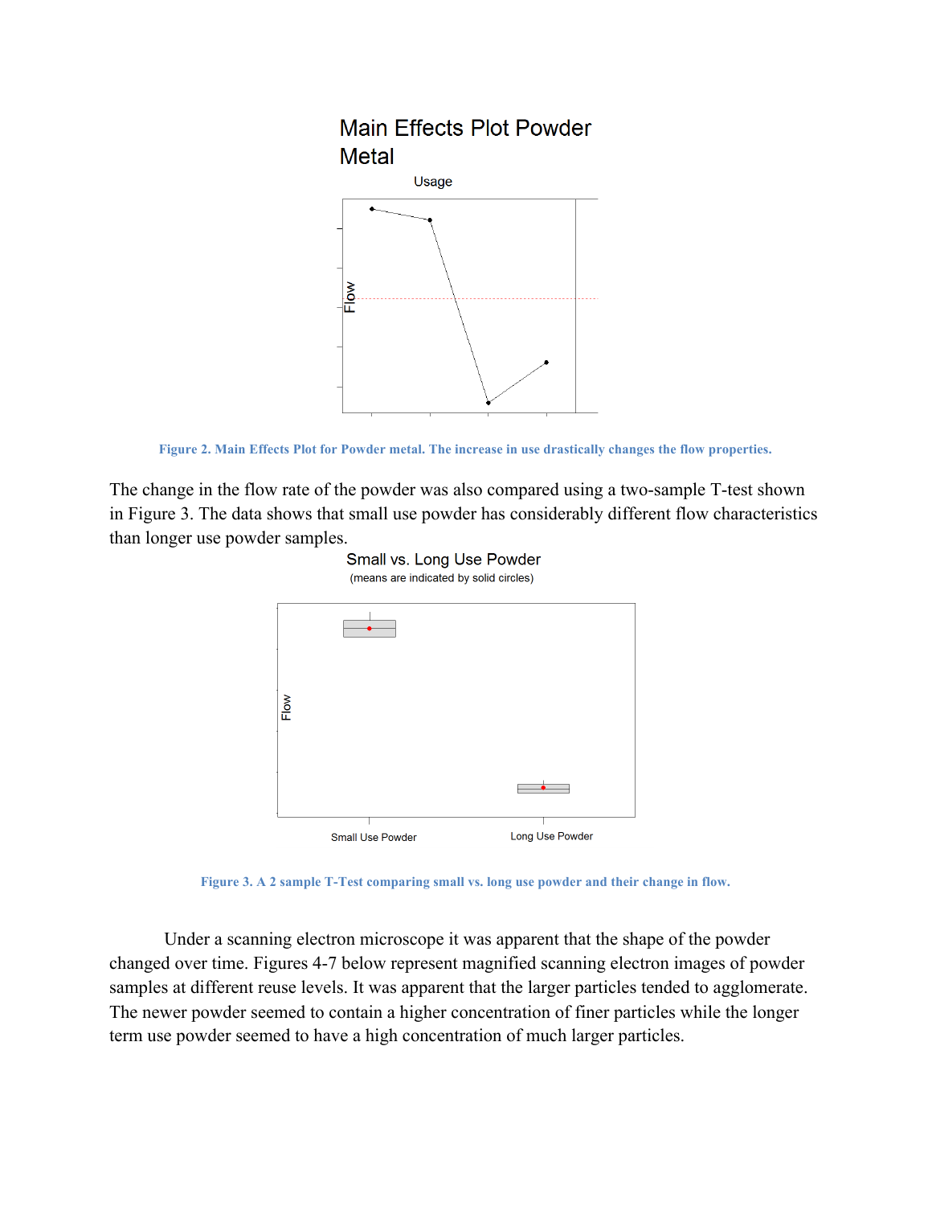Main Effects Plot Powder Metal

Usage

Flow

Figure 2. Main Effects Plot for Powder metal. The increase in use drastically changes the flow properties.

The change in the flow rate of the powder was also compared using a two-sample T-test shown in Figure 3. The data shows that small use powder has considerably different flow characteristics than longer use powder samples.

Small vs. Long Use Powder

(means are indicated by solid circles)

Flow

Small Use Powder

Long Use Powder

Figure 3. A 2 sample T-Test comparing small vs. long use powder and their change in flow.

Under a scanning electron microscope it was apparent that the shape of the powder changed over time. Figures 4-7 below represent magnified scanning electron images of powder samples at different reuse levels. It was apparent that the larger particles tended to agglomerate. The newer powder seemed to contain a higher concentration of finer particles while the longer term use powder seemed to have a high concentration of much larger particles.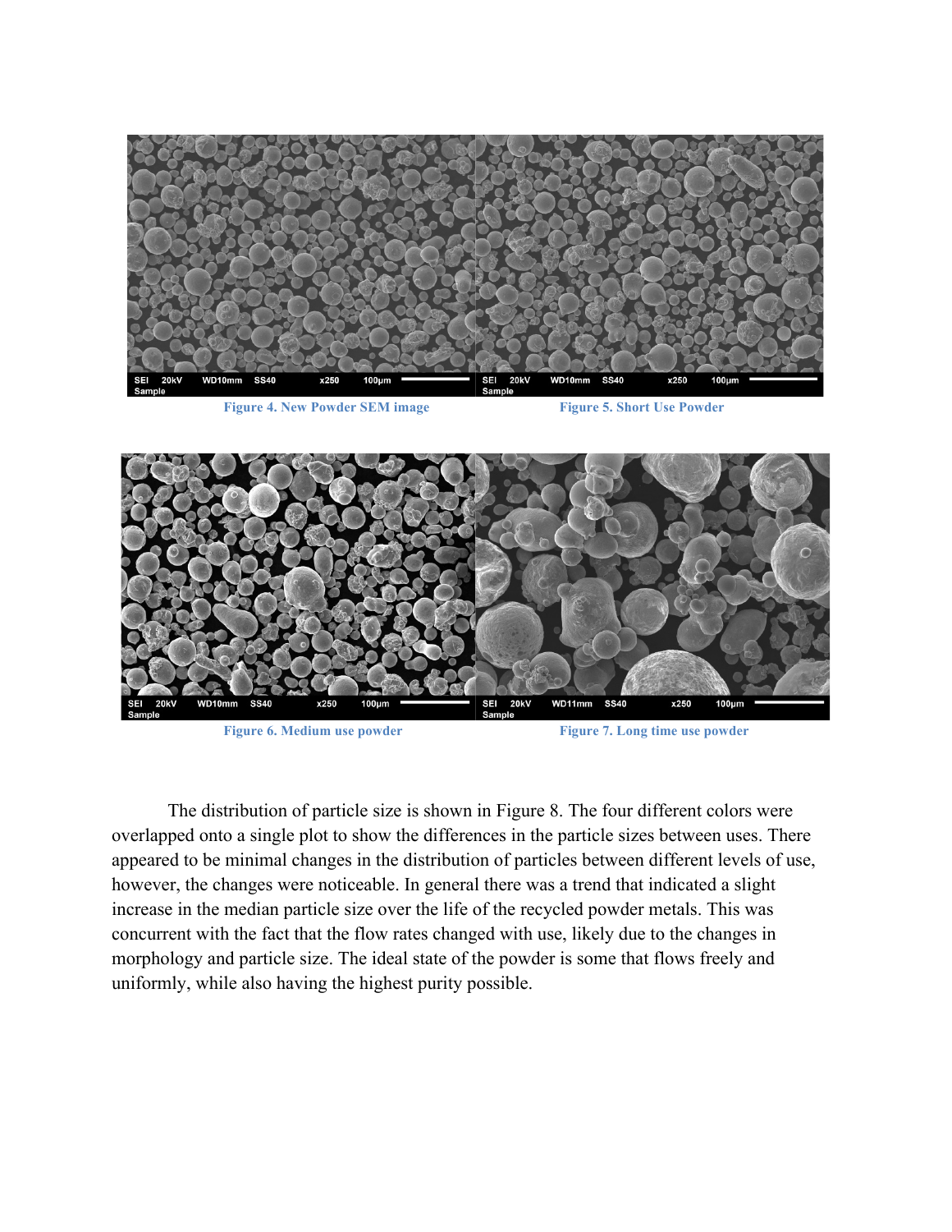Figure 4. New Powder SEM image

Figure 5. Short Use Powder

Figure 6. Medium use powder

Figure 7. Long time use powder

The distribution of particle size is shown in Figure 8. The four different colors were overlapped onto a single plot to show the differences in the particle sizes between uses. There appeared to be minimal changes in the distribution of particles between different levels of use, however, the changes were noticeable. In general there was a trend that indicated a slight increase in the median particle size over the life of the recycled powder metals. This was concurrent with the fact that the flow rates changed with use, likely due to the changes in morphology and particle size. The ideal state of the powder is some that flows freely and uniformly, while also having the highest purity possible.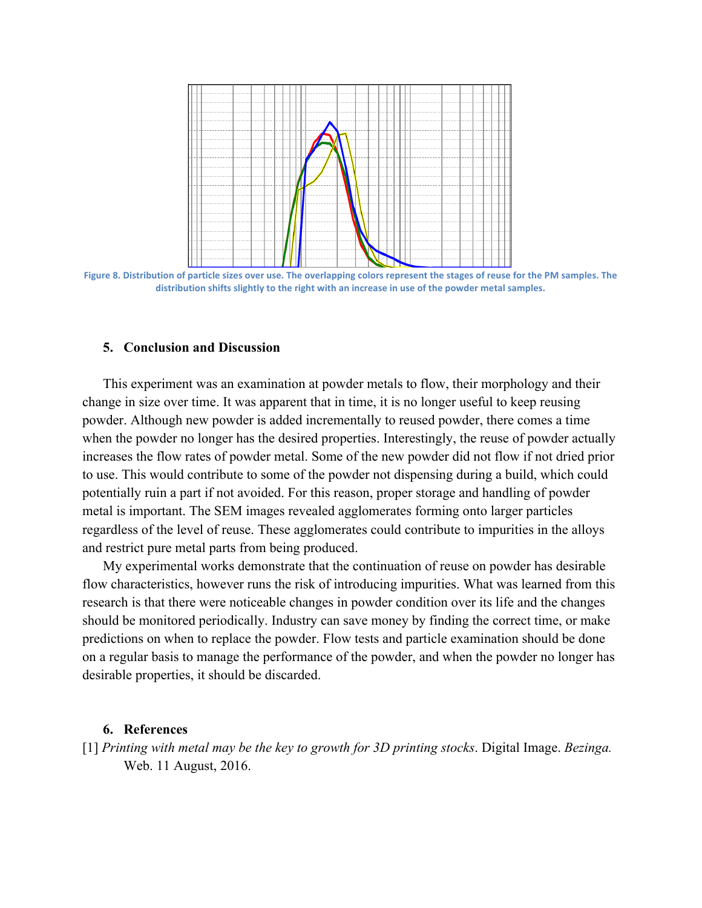Figure 8. Distribution of particle sizes over use. The overlapping colors represent the stages of reuse for the PM samples. The distribution shifts slightly to the right with an increase in use of the powder metal samples.

## 5. Conclusion and Discussion

This experiment was an examination at powder metals to flow, their morphology and their change in size over time. It was apparent that in time, it is no longer useful to keep reusing powder. Although new powder is added incrementally to reused powder, there comes a time when the powder no longer has the desired properties. Interestingly, the reuse of powder actually increases the flow rates of powder metal. Some of the new powder did not flow if not dried prior to use. This would contribute to some of the powder not dispensing during a build, which could potentially ruin a part if not avoided. For this reason, proper storage and handling of powder metal is important. The SEM images revealed agglomerates forming onto larger particles regardless of the level of reuse. These agglomerates could contribute to impurities in the alloys and restrict pure metal parts from being produced.

My experimental works demonstrate that the continuation of reuse on powder has desirable flow characteristics, however runs the risk of introducing impurities. What was learned from this research is that there were noticeable changes in powder condition over its life and the changes should be monitored periodically. Industry can save money by finding the correct time, or make predictions on when to replace the powder. Flow tests and particle examination should be done on a regular basis to manage the performance of the powder, and when the powder no longer has desirable properties, it should be discarded.

## 6. References

[1] *Printing with metal may be the key to growth for 3D printing stocks*. Digital Image. *Bezinga.* Web. 11 August, 2016.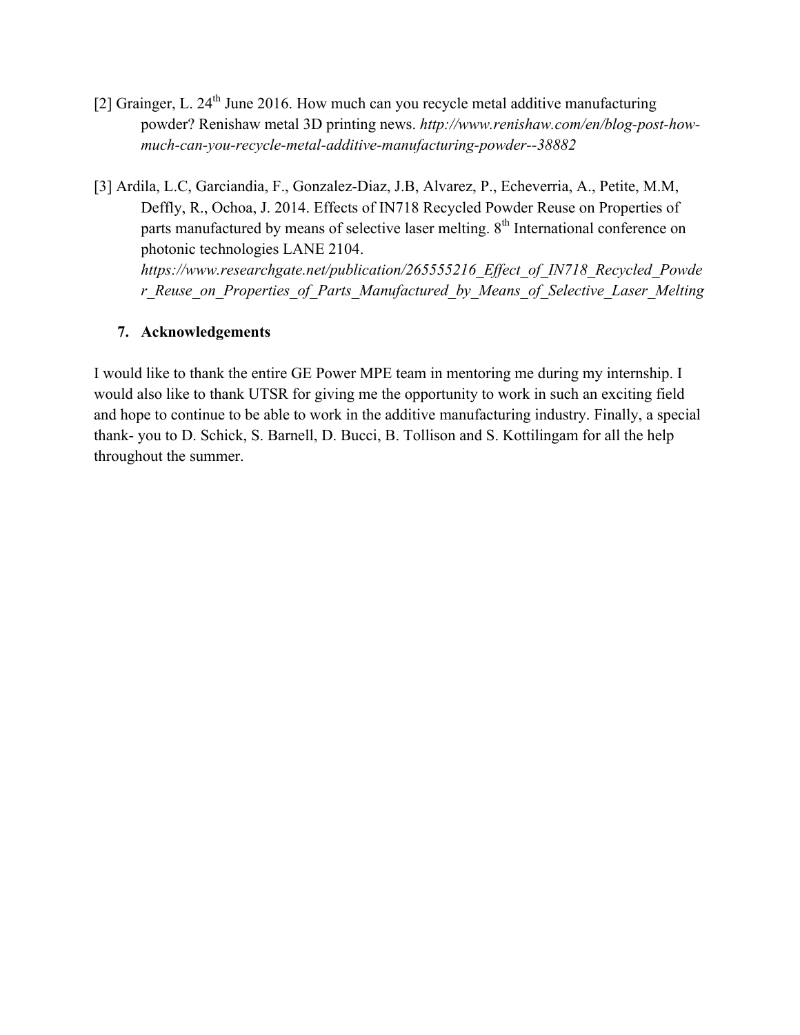[2] Grainger, L. 24th June 2016. How much can you recycle metal additive manufacturing powder? Renishaw metal 3D printing news. *http://www.renishaw.com/en/blog-post-how-much-can-you-recycle-metal-additive-manufacturing-powder--38882*

[3] Ardila, L.C, Garciandia, F., Gonzalez-Diaz, J.B, Alvarez, P., Echeverria, A., Petite, M.M, Deffly, R., Ochoa, J. 2014. Effects of IN718 Recycled Powder Reuse on Properties of parts manufactured by means of selective laser melting. 8th International conference on photonic technologies LANE 2104. *https://www.researchgate.net/publication/265555216_Effect_of_IN718_Recycled_Powder_Reuse_on_Properties_of_Parts_Manufactured_by_Means_of_Selective_Laser_Melting*

## 7. Acknowledgements

I would like to thank the entire GE Power MPE team in mentoring me during my internship. I would also like to thank UTSR for giving me the opportunity to work in such an exciting field and hope to continue to be able to work in the additive manufacturing industry. Finally, a special thank- you to D. Schick, S. Barnell, D. Bucci, B. Tollison and S. Kottilingam for all the help throughout the summer.